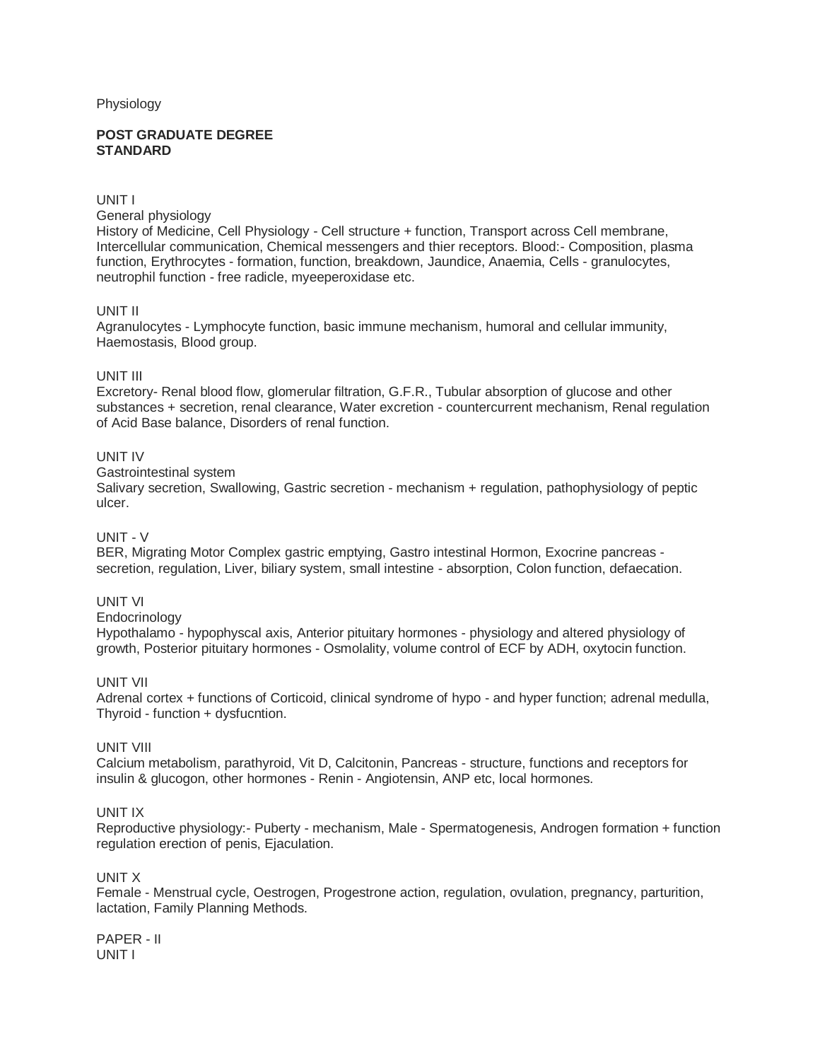Physiology

**POST GRADUATE DEGREE STANDARD**

UNIT I

General physiology

History of Medicine, Cell Physiology - Cell structure + function, Transport across Cell membrane, Intercellular communication, Chemical messengers and thier receptors. Blood:- Composition, plasma function, Erythrocytes - formation, function, breakdown, Jaundice, Anaemia, Cells - granulocytes, neutrophil function - free radicle, myeeperoxidase etc.

UNIT II

Agranulocytes - Lymphocyte function, basic immune mechanism, humoral and cellular immunity, Haemostasis, Blood group.

UNIT III

Excretory- Renal blood flow, glomerular filtration, G.F.R., Tubular absorption of glucose and other substances + secretion, renal clearance, Water excretion - countercurrent mechanism, Renal regulation of Acid Base balance, Disorders of renal function.

UNIT IV

Gastrointestinal system

Salivary secretion, Swallowing, Gastric secretion - mechanism + regulation, pathophysiology of peptic ulcer.

UNIT - V

BER, Migrating Motor Complex gastric emptying, Gastro intestinal Hormon, Exocrine pancreas - secretion, regulation, Liver, biliary system, small intestine - absorption, Colon function, defaecation.

UNIT VI

Endocrinology

Hypothalamo - hypophyscal axis, Anterior pituitary hormones - physiology and altered physiology of growth, Posterior pituitary hormones - Osmolality, volume control of ECF by ADH, oxytocin function.

UNIT VII

Adrenal cortex + functions of Corticoid, clinical syndrome of hypo - and hyper function; adrenal medulla, Thyroid - function + dysfucntion.

UNIT VIII

Calcium metabolism, parathyroid, Vit D, Calcitonin, Pancreas - structure, functions and receptors for insulin & glucogon, other hormones - Renin - Angiotensin, ANP etc, local hormones.

UNIT IX

Reproductive physiology:- Puberty - mechanism, Male - Spermatogenesis, Androgen formation + function regulation erection of penis, Ejaculation.

UNIT X

Female - Menstrual cycle, Oestrogen, Progestrone action, regulation, ovulation, pregnancy, parturition, lactation, Family Planning Methods.

PAPER - II

UNIT I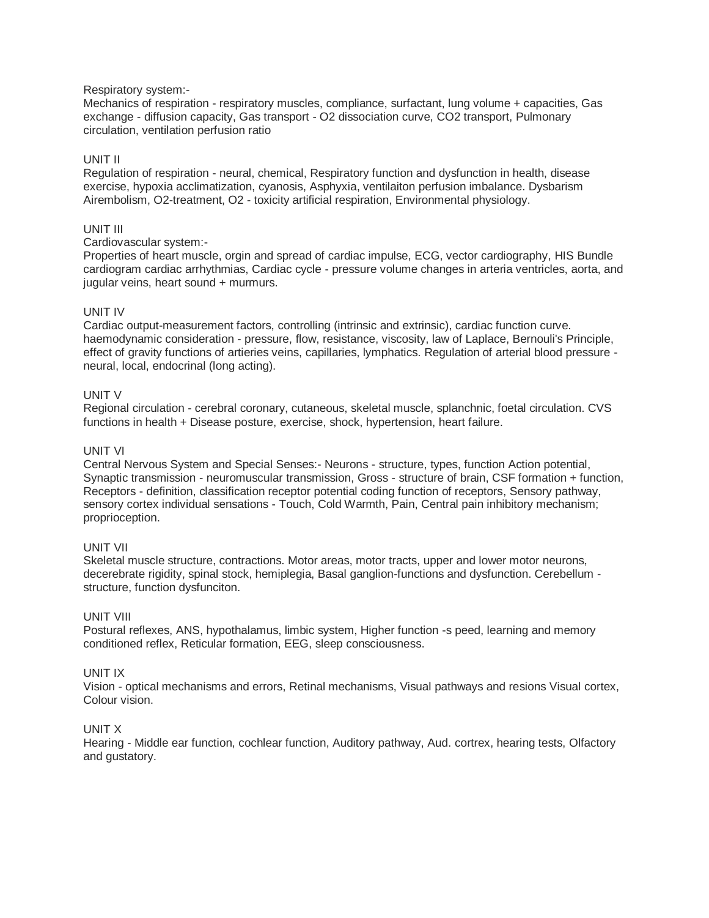Respiratory system:-

Mechanics of respiration - respiratory muscles, compliance, surfactant, lung volume + capacities, Gas exchange - diffusion capacity, Gas transport - $O_2$ dissociation curve, $CO_2$ transport, Pulmonary circulation, ventilation perfusion ratio

## UNIT II

Regulation of respiration - neural, chemical, Respiratory function and dysfunction in health, disease exercise, hypoxia acclimatization, cyanosis, Asphyxia, ventilaiton perfusion imbalance. Dysbarism Airembolism, $O_2$-treatment, $O_2$ - toxicity artificial respiration, Environmental physiology.

## UNIT III

Cardiovascular system:-

Properties of heart muscle, orgin and spread of cardiac impulse, ECG, vector cardiography, HIS Bundle cardiogram cardiac arrhythmias, Cardiac cycle - pressure volume changes in arteria ventricles, aorta, and jugular veins, heart sound + murmurs.

## UNIT IV

Cardiac output-measurement factors, controlling (intrinsic and extrinsic), cardiac function curve. haemodynamic consideration - pressure, flow, resistance, viscosity, law of Laplace, Bernouli's Principle, effect of gravity functions of artieries veins, capillaries, lymphatics. Regulation of arterial blood pressure - neural, local, endocrinal (long acting).

## UNIT V

Regional circulation - cerebral coronary, cutaneous, skeletal muscle, splanchnic, foetal circulation. CVS functions in health + Disease posture, exercise, shock, hypertension, heart failure.

## UNIT VI

Central Nervous System and Special Senses:- Neurons - structure, types, function Action potential, Synaptic transmission - neuromuscular transmission, Gross - structure of brain, CSF formation + function, Receptors - definition, classification receptor potential coding function of receptors, Sensory pathway, sensory cortex individual sensations - Touch, Cold Warmth, Pain, Central pain inhibitory mechanism; proprioception.

## UNIT VII

Skeletal muscle structure, contractions. Motor areas, motor tracts, upper and lower motor neurons, decerebrate rigidity, spinal stock, hemiplegia, Basal ganglion-functions and dysfunction. Cerebellum - structure, function dysfunciton.

## UNIT VIII

Postural reflexes, ANS, hypothalamus, limbic system, Higher function -s peed, learning and memory conditioned reflex, Reticular formation, EEG, sleep consciousness.

## UNIT IX

Vision - optical mechanisms and errors, Retinal mechanisms, Visual pathways and resions Visual cortex, Colour vision.

## UNIT X

Hearing - Middle ear function, cochlear function, Auditory pathway, Aud. cortrex, hearing tests, Olfactory and gustatory.